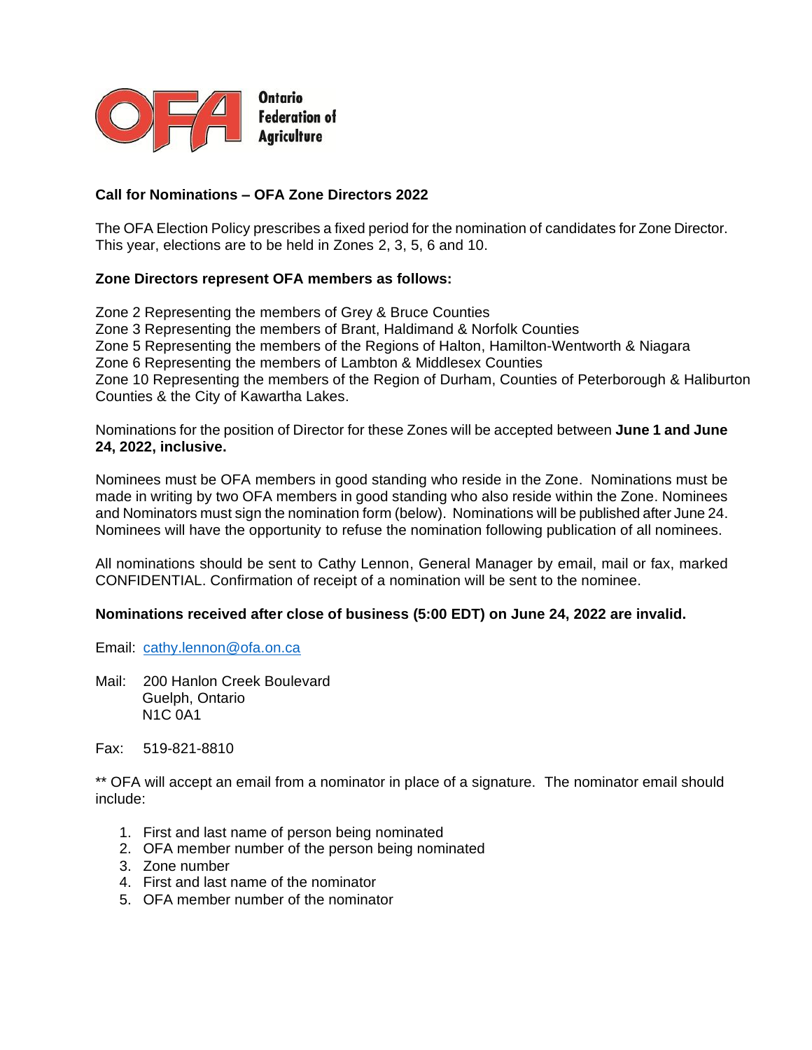Ontario Federation of Agriculture

**Call for Nominations – OFA Zone Directors 2022**

The OFA Election Policy prescribes a fixed period for the nomination of candidates for Zone Director. This year, elections are to be held in Zones 2, 3, 5, 6 and 10.

**Zone Directors represent OFA members as follows:**

Zone 2 Representing the members of Grey & Bruce Counties
Zone 3 Representing the members of Brant, Haldimand & Norfolk Counties
Zone 5 Representing the members of the Regions of Halton, Hamilton-Wentworth & Niagara
Zone 6 Representing the members of Lambton & Middlesex Counties
Zone 10 Representing the members of the Region of Durham, Counties of Peterborough & Haliburton Counties & the City of Kawartha Lakes.

Nominations for the position of Director for these Zones will be accepted between **June 1 and June 24, 2022, inclusive.**

Nominees must be OFA members in good standing who reside in the Zone. Nominations must be made in writing by two OFA members in good standing who also reside within the Zone. Nominees and Nominators must sign the nomination form (below). Nominations will be published after June 24. Nominees will have the opportunity to refuse the nomination following publication of all nominees.

All nominations should be sent to Cathy Lennon, General Manager by email, mail or fax, marked CONFIDENTIAL. Confirmation of receipt of a nomination will be sent to the nominee.

**Nominations received after close of business (5:00 EDT) on June 24, 2022 are invalid.**

Email: cathy.lennon@ofa.on.ca

Mail: 200 Hanlon Creek Boulevard
Guelph, Ontario
N1C 0A1

Fax: 519-821-8810

** OFA will accept an email from a nominator in place of a signature. The nominator email should include:

1. First and last name of person being nominated
2. OFA member number of the person being nominated
3. Zone number
4. First and last name of the nominator
5. OFA member number of the nominator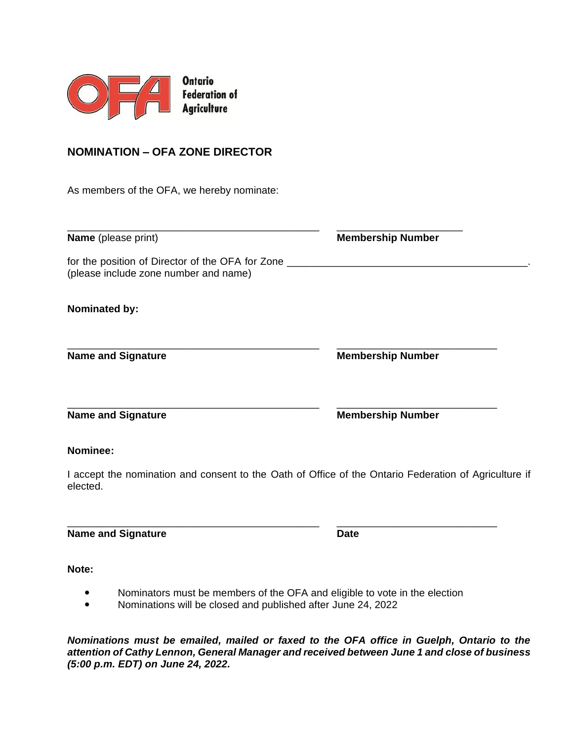Ontario Federation of Agriculture

## NOMINATION – OFA ZONE DIRECTOR

As members of the OFA, we hereby nominate:

\_\_\_\_\_\_\_\_\_\_\_\_\_\_\_\_\_\_\_\_\_\_\_\_\_\_\_\_\_\_\_\_\_\_\_\_\_\_\_\_\_\_\_\_ \_\_\_\_\_\_\_\_\_\_\_\_\_\_\_\_\_\_\_\_\_\_\_

**Name** (please print) **Membership Number**

for the position of Director of the OFA for Zone \_\_\_\_\_\_\_\_\_\_\_\_\_\_\_\_\_\_\_\_\_\_\_\_\_\_\_\_\_\_\_\_\_\_\_\_\_\_\_\_\_\_\_.
(please include zone number and name)

**Nominated by:**

\_\_\_\_\_\_\_\_\_\_\_\_\_\_\_\_\_\_\_\_\_\_\_\_\_\_\_\_\_\_\_\_\_\_\_\_\_\_\_\_\_\_\_\_ \_\_\_\_\_\_\_\_\_\_\_\_\_\_\_\_\_\_\_\_\_\_\_\_\_\_\_\_\_

**Name and Signature** **Membership Number**

\_\_\_\_\_\_\_\_\_\_\_\_\_\_\_\_\_\_\_\_\_\_\_\_\_\_\_\_\_\_\_\_\_\_\_\_\_\_\_\_\_\_\_\_ \_\_\_\_\_\_\_\_\_\_\_\_\_\_\_\_\_\_\_\_\_\_\_\_\_\_\_\_\_

**Name and Signature** **Membership Number**

**Nominee:**

I accept the nomination and consent to the Oath of Office of the Ontario Federation of Agriculture if elected.

\_\_\_\_\_\_\_\_\_\_\_\_\_\_\_\_\_\_\_\_\_\_\_\_\_\_\_\_\_\_\_\_\_\_\_\_\_\_\_\_\_\_\_\_ \_\_\_\_\_\_\_\_\_\_\_\_\_\_\_\_\_\_\_\_\_\_\_\_\_\_\_\_\_

**Name and Signature** **Date**

**Note:**

- Nominators must be members of the OFA and eligible to vote in the election
- Nominations will be closed and published after June 24, 2022

***Nominations must be emailed, mailed or faxed to the OFA office in Guelph, Ontario to the attention of Cathy Lennon, General Manager and received between June 1 and close of business (5:00 p.m. EDT) on June 24, 2022.***